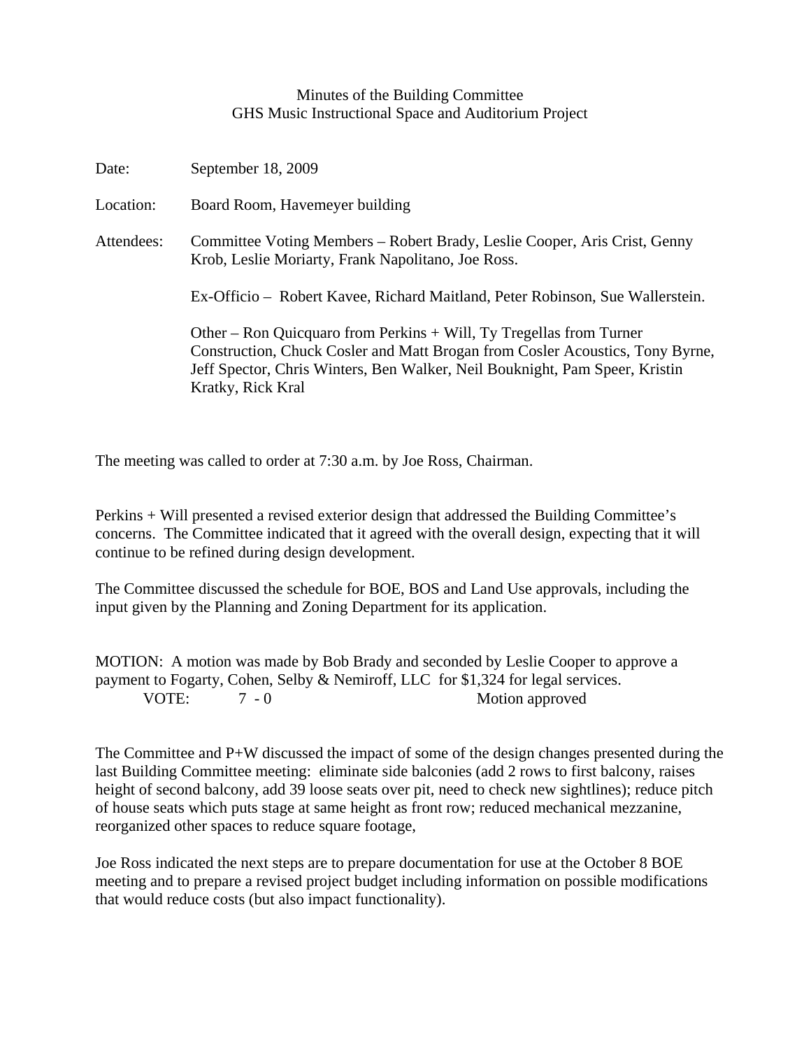# Minutes of the Building Committee
## GHS Music Instructional Space and Auditorium Project

Date: September 18, 2009

Location: Board Room, Havemeyer building

Attendees: Committee Voting Members – Robert Brady, Leslie Cooper, Aris Crist, Genny Krob, Leslie Moriarty, Frank Napolitano, Joe Ross.

Ex-Officio – Robert Kavee, Richard Maitland, Peter Robinson, Sue Wallerstein.

Other – Ron Quicquaro from Perkins + Will, Ty Tregellas from Turner Construction, Chuck Cosler and Matt Brogan from Cosler Acoustics, Tony Byrne, Jeff Spector, Chris Winters, Ben Walker, Neil Bouknight, Pam Speer, Kristin Kratky, Rick Kral

The meeting was called to order at 7:30 a.m. by Joe Ross, Chairman.

Perkins + Will presented a revised exterior design that addressed the Building Committee's concerns. The Committee indicated that it agreed with the overall design, expecting that it will continue to be refined during design development.

The Committee discussed the schedule for BOE, BOS and Land Use approvals, including the input given by the Planning and Zoning Department for its application.

MOTION: A motion was made by Bob Brady and seconded by Leslie Cooper to approve a payment to Fogarty, Cohen, Selby & Nemiroff, LLC for $1,324 for legal services.

VOTE: 7 - 0 Motion approved

The Committee and P+W discussed the impact of some of the design changes presented during the last Building Committee meeting: eliminate side balconies (add 2 rows to first balcony, raises height of second balcony, add 39 loose seats over pit, need to check new sightlines); reduce pitch of house seats which puts stage at same height as front row; reduced mechanical mezzanine, reorganized other spaces to reduce square footage,

Joe Ross indicated the next steps are to prepare documentation for use at the October 8 BOE meeting and to prepare a revised project budget including information on possible modifications that would reduce costs (but also impact functionality).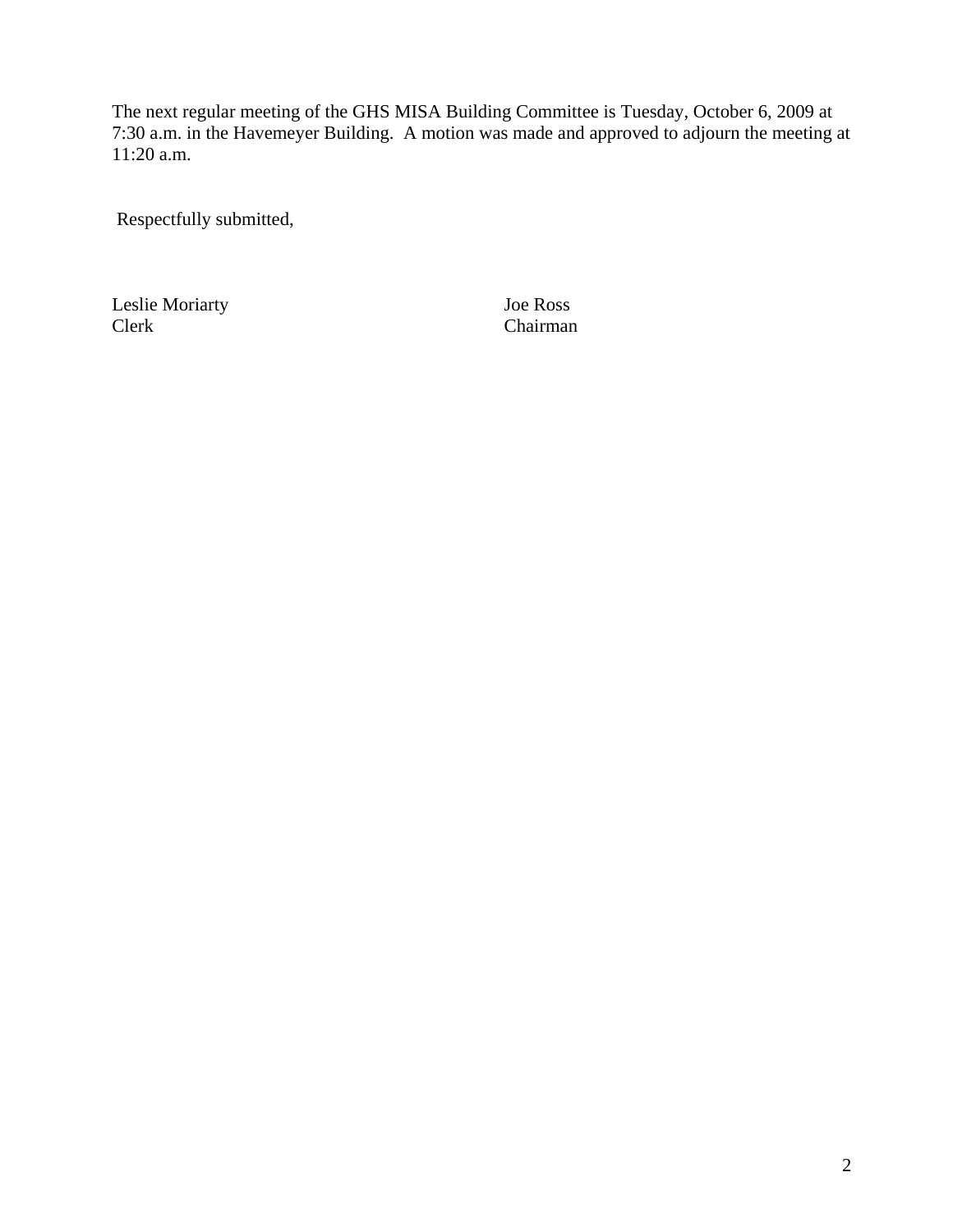The next regular meeting of the GHS MISA Building Committee is Tuesday, October 6, 2009 at 7:30 a.m. in the Havemeyer Building. A motion was made and approved to adjourn the meeting at 11:20 a.m.

Respectfully submitted,

| | |
|---|---|
| Leslie Moriarty | Joe Ross |
| Clerk | Chairman |